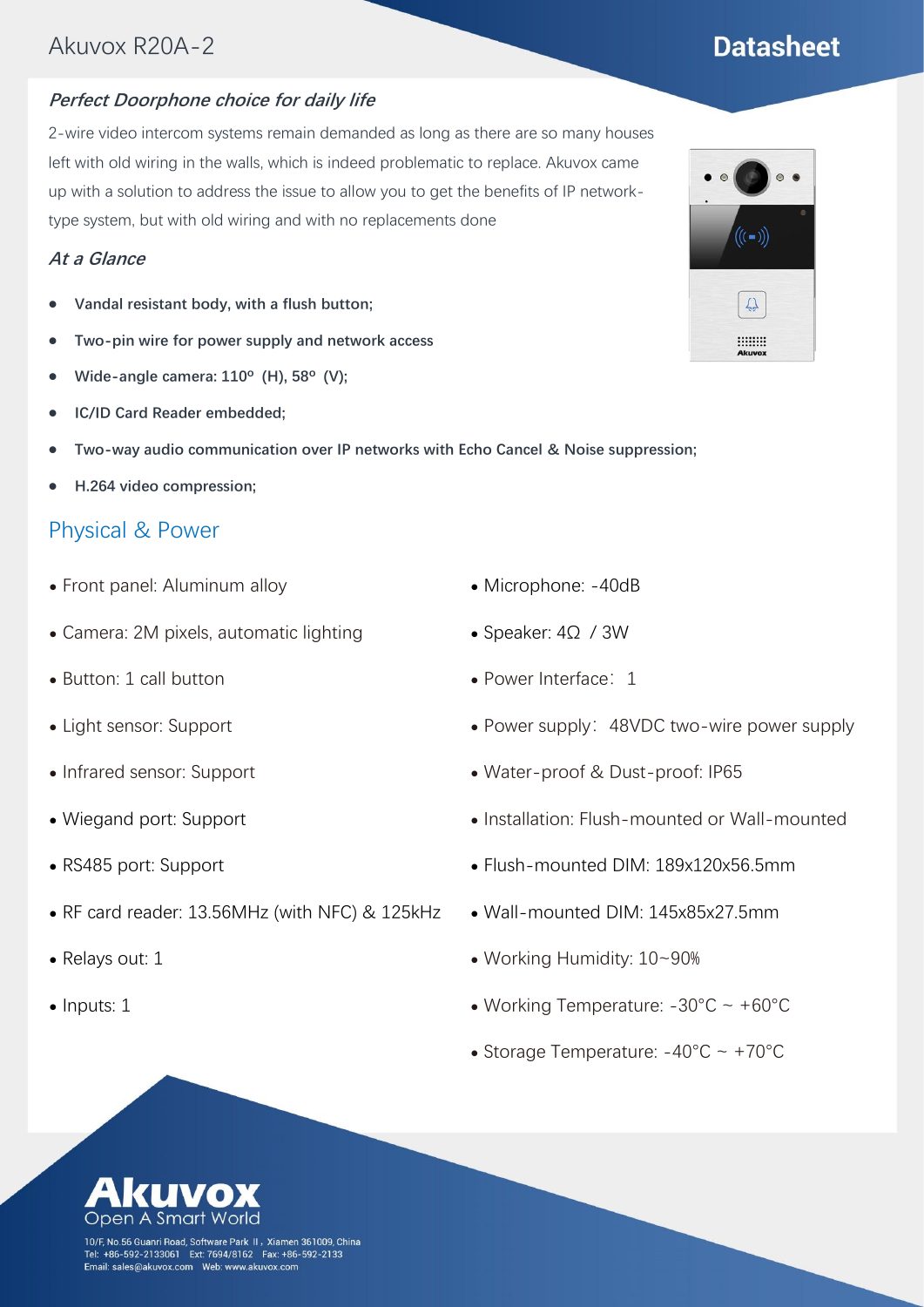# Akuvox R20A-2

## Datasheet

### *Perfect Doorphone choice for daily life*

2-wire video intercom systems remain demanded as long as there are so many houses left with old wiring in the walls, which is indeed problematic to replace. Akuvox came up with a solution to address the issue to allow you to get the benefits of IP network-type system, but with old wiring and with no replacements done

### *At a Glance*

- **Vandal resistant body, with a flush button;**
- **Two-pin wire for power supply and network access**
- **Wide-angle camera: 110º (H), 58º (V);**
- **IC/ID Card Reader embedded;**
- **Two-way audio communication over IP networks with Echo Cancel & Noise suppression;**
- **H.264 video compression;**

## Physical & Power

- Front panel: Aluminum alloy
- Camera: 2M pixels, automatic lighting
- Button: 1 call button
- Light sensor: Support
- Infrared sensor: Support
- Wiegand port: Support
- RS485 port: Support
- RF card reader: 13.56MHz (with NFC) & 125kHz
- Relays out: 1
- Inputs: 1
- Microphone: -40dB
- Speaker: 4Ω / 3W
- Power Interface：1
- Power supply：48VDC two-wire power supply
- Water-proof & Dust-proof: IP65
- Installation: Flush-mounted or Wall-mounted
- Flush-mounted DIM: 189x120x56.5mm
- Wall-mounted DIM: 145x85x27.5mm
- Working Humidity: 10~90%
- Working Temperature: -30°C ~ +60°C
- Storage Temperature: -40°C ~ +70°C

**Akuvox**
Open A Smart World

10/F, No.56 Guanri Road, Software Park II，Xiamen 361009, China
Tel: +86-592-2133061 Ext: 7694/8162 Fax: +86-592-2133
Email: sales@akuvox.com Web: www.akuvox.com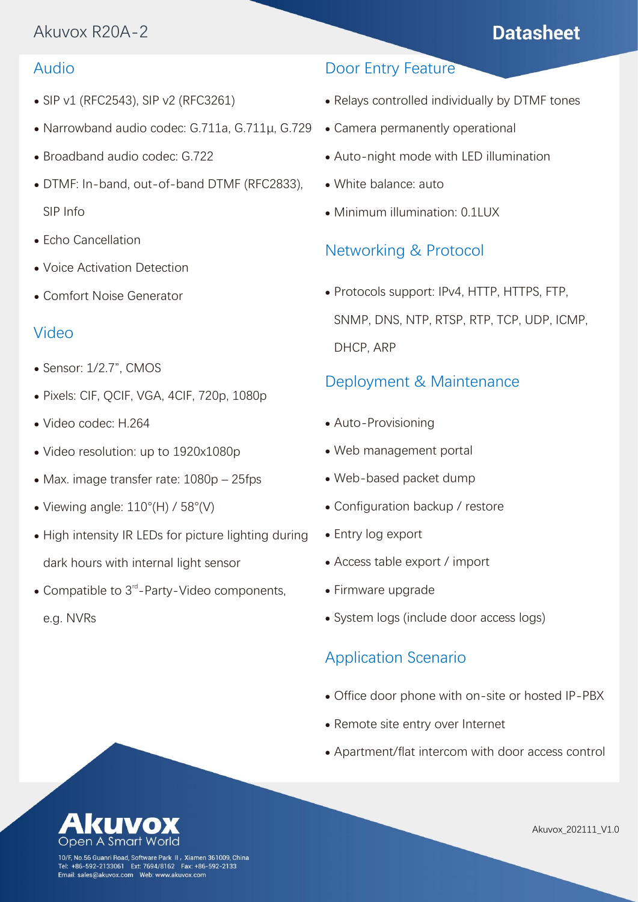## Audio

- SIP v1 (RFC2543), SIP v2 (RFC3261)
- Narrowband audio codec: G.711a, G.711µ, G.729
- Broadband audio codec: G.722
- DTMF: In-band, out-of-band DTMF (RFC2833), SIP Info
- Echo Cancellation
- Voice Activation Detection
- Comfort Noise Generator

## Video

- Sensor: 1/2.7", CMOS
- Pixels: CIF, QCIF, VGA, 4CIF, 720p, 1080p
- Video codec: H.264
- Video resolution: up to 1920x1080p
- Max. image transfer rate: 1080p – 25fps
- Viewing angle: 110°(H) / 58°(V)
- High intensity IR LEDs for picture lighting during dark hours with internal light sensor
- Compatible to 3rd-Party-Video components, e.g. NVRs

## Door Entry Feature

- Relays controlled individually by DTMF tones
- Camera permanently operational
- Auto-night mode with LED illumination
- White balance: auto
- Minimum illumination: 0.1LUX

## Networking & Protocol

- Protocols support: IPv4, HTTP, HTTPS, FTP, SNMP, DNS, NTP, RTSP, RTP, TCP, UDP, ICMP, DHCP, ARP

## Deployment & Maintenance

- Auto-Provisioning
- Web management portal
- Web-based packet dump
- Configuration backup / restore
- Entry log export
- Access table export / import
- Firmware upgrade
- System logs (include door access logs)

## Application Scenario

- Office door phone with on-site or hosted IP-PBX
- Remote site entry over Internet
- Apartment/flat intercom with door access control

Akuvox
Open A Smart World

10/F, No.56 Guanri Road, Software Park II, Xiamen 361009, China
Tel: +86-592-2133061 Ext: 7694/8162 Fax: +86-592-2133
Email: sales@akuvox.com Web: www.akuvox.com

Akuvox_202111_V1.0